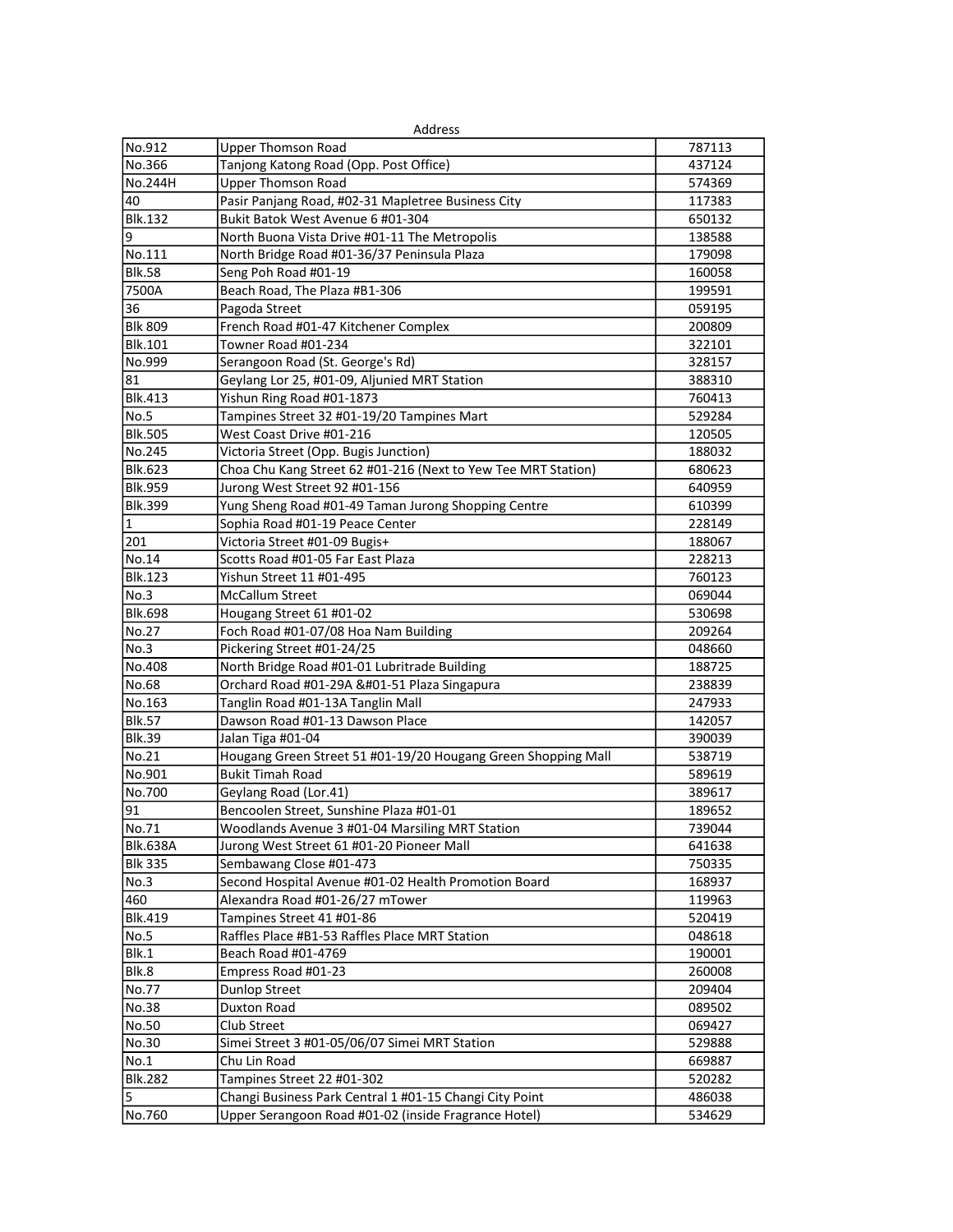| Address | | |
|---|---|---|
| No.912 | Upper Thomson Road | 787113 |
| No.366 | Tanjong Katong Road (Opp. Post Office) | 437124 |
| No.244H | Upper Thomson Road | 574369 |
| 40 | Pasir Panjang Road, #02-31 Mapletree Business City | 117383 |
| Blk.132 | Bukit Batok West Avenue 6 #01-304 | 650132 |
| 9 | North Buona Vista Drive #01-11 The Metropolis | 138588 |
| No.111 | North Bridge Road #01-36/37 Peninsula Plaza | 179098 |
| Blk.58 | Seng Poh Road #01-19 | 160058 |
| 7500A | Beach Road, The Plaza #B1-306 | 199591 |
| 36 | Pagoda Street | 059195 |
| Blk 809 | French Road #01-47 Kitchener Complex | 200809 |
| Blk.101 | Towner Road #01-234 | 322101 |
| No.999 | Serangoon Road (St. George's Rd) | 328157 |
| 81 | Geylang Lor 25, #01-09, Aljunied MRT Station | 388310 |
| Blk.413 | Yishun Ring Road #01-1873 | 760413 |
| No.5 | Tampines Street 32 #01-19/20 Tampines Mart | 529284 |
| Blk.505 | West Coast Drive #01-216 | 120505 |
| No.245 | Victoria Street (Opp. Bugis Junction) | 188032 |
| Blk.623 | Choa Chu Kang Street 62 #01-216 (Next to Yew Tee MRT Station) | 680623 |
| Blk.959 | Jurong West Street 92 #01-156 | 640959 |
| Blk.399 | Yung Sheng Road #01-49 Taman Jurong Shopping Centre | 610399 |
| 1 | Sophia Road #01-19 Peace Center | 228149 |
| 201 | Victoria Street #01-09 Bugis+ | 188067 |
| No.14 | Scotts Road #01-05 Far East Plaza | 228213 |
| Blk.123 | Yishun Street 11 #01-495 | 760123 |
| No.3 | McCallum Street | 069044 |
| Blk.698 | Hougang Street 61 #01-02 | 530698 |
| No.27 | Foch Road #01-07/08 Hoa Nam Building | 209264 |
| No.3 | Pickering Street #01-24/25 | 048660 |
| No.408 | North Bridge Road #01-01 Lubritrade Building | 188725 |
| No.68 | Orchard Road #01-29A &#01-51 Plaza Singapura | 238839 |
| No.163 | Tanglin Road #01-13A Tanglin Mall | 247933 |
| Blk.57 | Dawson Road #01-13 Dawson Place | 142057 |
| Blk.39 | Jalan Tiga #01-04 | 390039 |
| No.21 | Hougang Green Street 51 #01-19/20 Hougang Green Shopping Mall | 538719 |
| No.901 | Bukit Timah Road | 589619 |
| No.700 | Geylang Road (Lor.41) | 389617 |
| 91 | Bencoolen Street, Sunshine Plaza #01-01 | 189652 |
| No.71 | Woodlands Avenue 3 #01-04 Marsiling MRT Station | 739044 |
| Blk.638A | Jurong West Street 61 #01-20 Pioneer Mall | 641638 |
| Blk 335 | Sembawang Close #01-473 | 750335 |
| No.3 | Second Hospital Avenue #01-02 Health Promotion Board | 168937 |
| 460 | Alexandra Road #01-26/27 mTower | 119963 |
| Blk.419 | Tampines Street 41 #01-86 | 520419 |
| No.5 | Raffles Place #B1-53 Raffles Place MRT Station | 048618 |
| Blk.1 | Beach Road #01-4769 | 190001 |
| Blk.8 | Empress Road #01-23 | 260008 |
| No.77 | Dunlop Street | 209404 |
| No.38 | Duxton Road | 089502 |
| No.50 | Club Street | 069427 |
| No.30 | Simei Street 3 #01-05/06/07 Simei MRT Station | 529888 |
| No.1 | Chu Lin Road | 669887 |
| Blk.282 | Tampines Street 22 #01-302 | 520282 |
| 5 | Changi Business Park Central 1 #01-15 Changi City Point | 486038 |
| No.760 | Upper Serangoon Road #01-02 (inside Fragrance Hotel) | 534629 |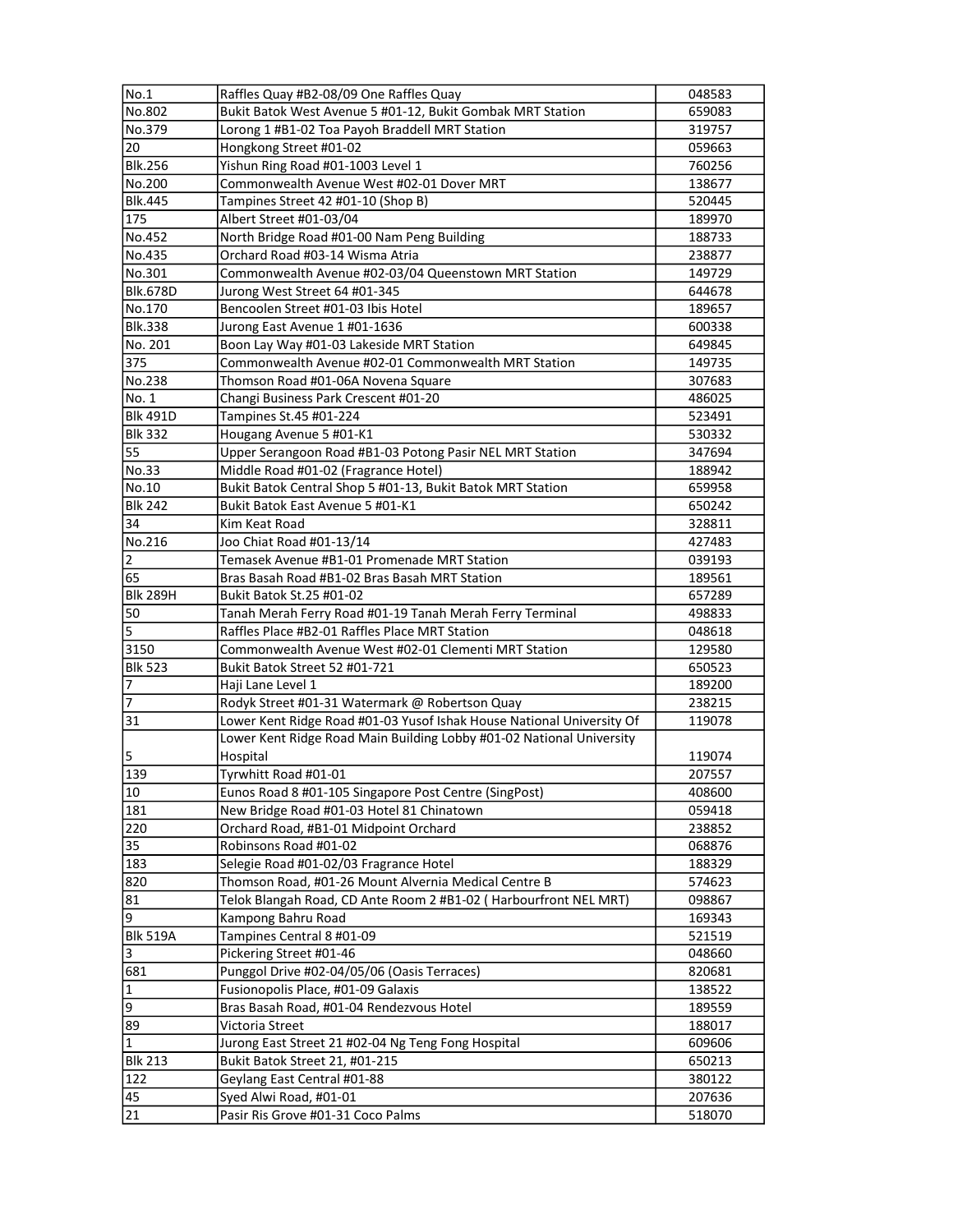| No.1 | Raffles Quay #B2-08/09 One Raffles Quay | 048583 |
|---|---|---|
| No.802 | Bukit Batok West Avenue 5 #01-12, Bukit Gombak MRT Station | 659083 |
| No.379 | Lorong 1 #B1-02 Toa Payoh Braddell MRT Station | 319757 |
| 20 | Hongkong Street #01-02 | 059663 |
| Blk.256 | Yishun Ring Road #01-1003 Level 1 | 760256 |
| No.200 | Commonwealth Avenue West #02-01 Dover MRT | 138677 |
| Blk.445 | Tampines Street 42 #01-10 (Shop B) | 520445 |
| 175 | Albert Street #01-03/04 | 189970 |
| No.452 | North Bridge Road #01-00 Nam Peng Building | 188733 |
| No.435 | Orchard Road #03-14 Wisma Atria | 238877 |
| No.301 | Commonwealth Avenue #02-03/04 Queenstown MRT Station | 149729 |
| Blk.678D | Jurong West Street 64 #01-345 | 644678 |
| No.170 | Bencoolen Street #01-03 Ibis Hotel | 189657 |
| Blk.338 | Jurong East Avenue 1 #01-1636 | 600338 |
| No. 201 | Boon Lay Way #01-03 Lakeside MRT Station | 649845 |
| 375 | Commonwealth Avenue #02-01 Commonwealth MRT Station | 149735 |
| No.238 | Thomson Road #01-06A Novena Square | 307683 |
| No. 1 | Changi Business Park Crescent #01-20 | 486025 |
| Blk 491D | Tampines St.45 #01-224 | 523491 |
| Blk 332 | Hougang Avenue 5 #01-K1 | 530332 |
| 55 | Upper Serangoon Road #B1-03 Potong Pasir NEL MRT Station | 347694 |
| No.33 | Middle Road #01-02 (Fragrance Hotel) | 188942 |
| No.10 | Bukit Batok Central Shop 5 #01-13, Bukit Batok MRT Station | 659958 |
| Blk 242 | Bukit Batok East Avenue 5 #01-K1 | 650242 |
| 34 | Kim Keat Road | 328811 |
| No.216 | Joo Chiat Road #01-13/14 | 427483 |
| 2 | Temasek Avenue #B1-01 Promenade MRT Station | 039193 |
| 65 | Bras Basah Road #B1-02 Bras Basah MRT Station | 189561 |
| Blk 289H | Bukit Batok St.25 #01-02 | 657289 |
| 50 | Tanah Merah Ferry Road #01-19 Tanah Merah Ferry Terminal | 498833 |
| 5 | Raffles Place #B2-01 Raffles Place MRT Station | 048618 |
| 3150 | Commonwealth Avenue West #02-01 Clementi MRT Station | 129580 |
| Blk 523 | Bukit Batok Street 52 #01-721 | 650523 |
| 7 | Haji Lane Level 1 | 189200 |
| 7 | Rodyk Street #01-31 Watermark @ Robertson Quay | 238215 |
| 31 | Lower Kent Ridge Road #01-03 Yusof Ishak House National University Of | 119078 |
| 5 | Lower Kent Ridge Road Main Building Lobby #01-02 National University Hospital | 119074 |
| 139 | Tyrwhitt Road #01-01 | 207557 |
| 10 | Eunos Road 8 #01-105 Singapore Post Centre (SingPost) | 408600 |
| 181 | New Bridge Road #01-03 Hotel 81 Chinatown | 059418 |
| 220 | Orchard Road, #B1-01 Midpoint Orchard | 238852 |
| 35 | Robinsons Road #01-02 | 068876 |
| 183 | Selegie Road #01-02/03 Fragrance Hotel | 188329 |
| 820 | Thomson Road, #01-26 Mount Alvernia Medical Centre B | 574623 |
| 81 | Telok Blangah Road, CD Ante Room 2 #B1-02 ( Harbourfront NEL MRT) | 098867 |
| 9 | Kampong Bahru Road | 169343 |
| Blk 519A | Tampines Central 8 #01-09 | 521519 |
| 3 | Pickering Street #01-46 | 048660 |
| 681 | Punggol Drive #02-04/05/06 (Oasis Terraces) | 820681 |
| 1 | Fusionopolis Place, #01-09 Galaxis | 138522 |
| 9 | Bras Basah Road, #01-04 Rendezvous Hotel | 189559 |
| 89 | Victoria Street | 188017 |
| 1 | Jurong East Street 21 #02-04 Ng Teng Fong Hospital | 609606 |
| Blk 213 | Bukit Batok Street 21, #01-215 | 650213 |
| 122 | Geylang East Central #01-88 | 380122 |
| 45 | Syed Alwi Road, #01-01 | 207636 |
| 21 | Pasir Ris Grove #01-31 Coco Palms | 518070 |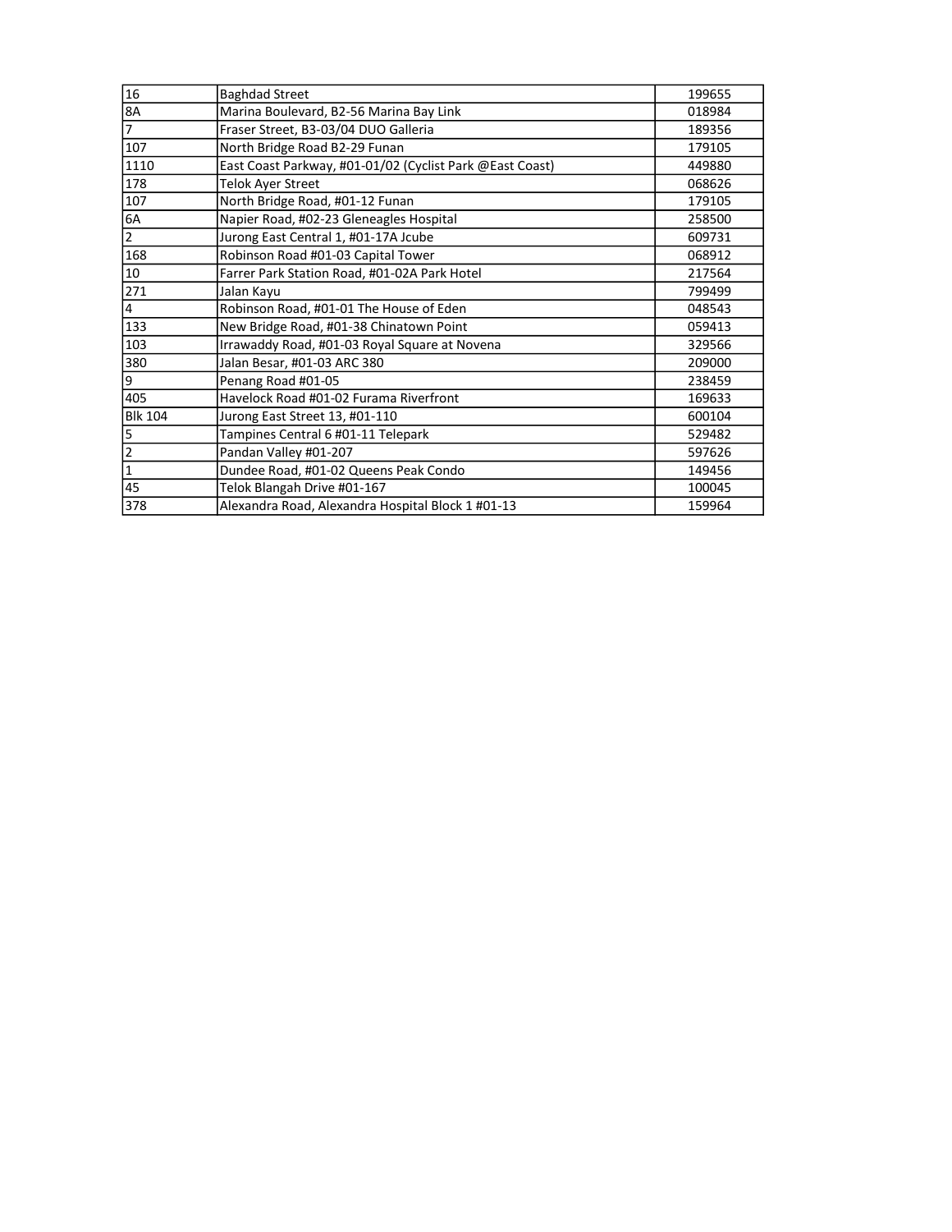| | | |
|---|---|---|
| 16 | Baghdad Street | 199655 |
| 8A | Marina Boulevard, B2-56 Marina Bay Link | 018984 |
| 7 | Fraser Street, B3-03/04 DUO Galleria | 189356 |
| 107 | North Bridge Road B2-29 Funan | 179105 |
| 1110 | East Coast Parkway, #01-01/02 (Cyclist Park @East Coast) | 449880 |
| 178 | Telok Ayer Street | 068626 |
| 107 | North Bridge Road, #01-12 Funan | 179105 |
| 6A | Napier Road, #02-23 Gleneagles Hospital | 258500 |
| 2 | Jurong East Central 1, #01-17A Jcube | 609731 |
| 168 | Robinson Road #01-03 Capital Tower | 068912 |
| 10 | Farrer Park Station Road, #01-02A Park Hotel | 217564 |
| 271 | Jalan Kayu | 799499 |
| 4 | Robinson Road, #01-01 The House of Eden | 048543 |
| 133 | New Bridge Road, #01-38 Chinatown Point | 059413 |
| 103 | Irrawaddy Road, #01-03 Royal Square at Novena | 329566 |
| 380 | Jalan Besar, #01-03 ARC 380 | 209000 |
| 9 | Penang Road #01-05 | 238459 |
| 405 | Havelock Road #01-02 Furama Riverfront | 169633 |
| Blk 104 | Jurong East Street 13, #01-110 | 600104 |
| 5 | Tampines Central 6 #01-11 Telepark | 529482 |
| 2 | Pandan Valley #01-207 | 597626 |
| 1 | Dundee Road, #01-02 Queens Peak Condo | 149456 |
| 45 | Telok Blangah Drive #01-167 | 100045 |
| 378 | Alexandra Road, Alexandra Hospital Block 1 #01-13 | 159964 |